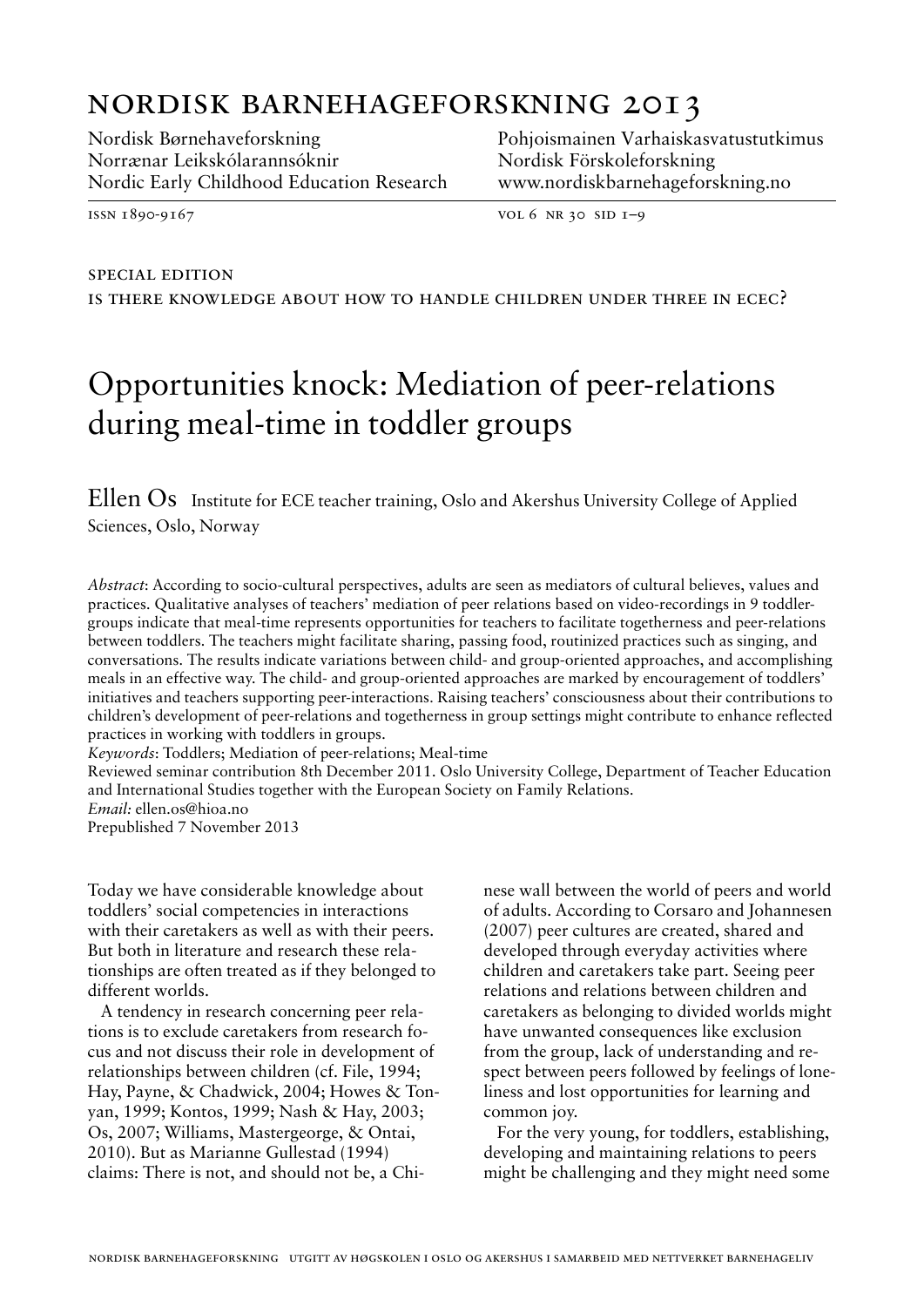# NORDISK BARNEHAGEFORSKNING 2013

Nordisk Børnehaveforskning
Norrænar Leikskólarannsóknir
Nordic Early Childhood Education Research
Pohjoismainen Varhaiskasvatustutkimus
Nordisk Förskoleforskning
www.nordiskbarnehageforskning.no

ISSN 1890-9167

SPECIAL EDITION
IS THERE KNOWLEDGE ABOUT HOW TO HANDLE CHILDREN UNDER THREE IN ECEC?

# Opportunities knock: Mediation of peer-relations during meal-time in toddler groups

**Ellen Os** Institute for ECE teacher training, Oslo and Akershus University College of Applied Sciences, Oslo, Norway

*Abstract*: According to socio-cultural perspectives, adults are seen as mediators of cultural believes, values and practices. Qualitative analyses of teachers' mediation of peer relations based on video-recordings in 9 toddler-groups indicate that meal-time represents opportunities for teachers to facilitate togetherness and peer-relations between toddlers. The teachers might facilitate sharing, passing food, routinized practices such as singing, and conversations. The results indicate variations between child- and group-oriented approaches, and accomplishing meals in an effective way. The child- and group-oriented approaches are marked by encouragement of toddlers' initiatives and teachers supporting peer-interactions. Raising teachers' consciousness about their contributions to children's development of peer-relations and togetherness in group settings might contribute to enhance reflected practices in working with toddlers in groups.
*Keywords*: Toddlers; Mediation of peer-relations; Meal-time
Reviewed seminar contribution 8th December 2011. Oslo University College, Department of Teacher Education and International Studies together with the European Society on Family Relations.
*Email:* ellen.os@hioa.no
Prepublished 7 November 2013

Today we have considerable knowledge about toddlers' social competencies in interactions with their caretakers as well as with their peers. But both in literature and research these relationships are often treated as if they belonged to different worlds.

A tendency in research concerning peer relations is to exclude caretakers from research focus and not discuss their role in development of relationships between children (cf. File, 1994; Hay, Payne, & Chadwick, 2004; Howes & Tonyan, 1999; Kontos, 1999; Nash & Hay, 2003; Os, 2007; Williams, Mastergeorge, & Ontai, 2010). But as Marianne Gullestad (1994) claims: There is not, and should not be, a Chinese wall between the world of peers and world of adults. According to Corsaro and Johannesen (2007) peer cultures are created, shared and developed through everyday activities where children and caretakers take part. Seeing peer relations and relations between children and caretakers as belonging to divided worlds might have unwanted consequences like exclusion from the group, lack of understanding and respect between peers followed by feelings of loneliness and lost opportunities for learning and common joy.

For the very young, for toddlers, establishing, developing and maintaining relations to peers might be challenging and they might need some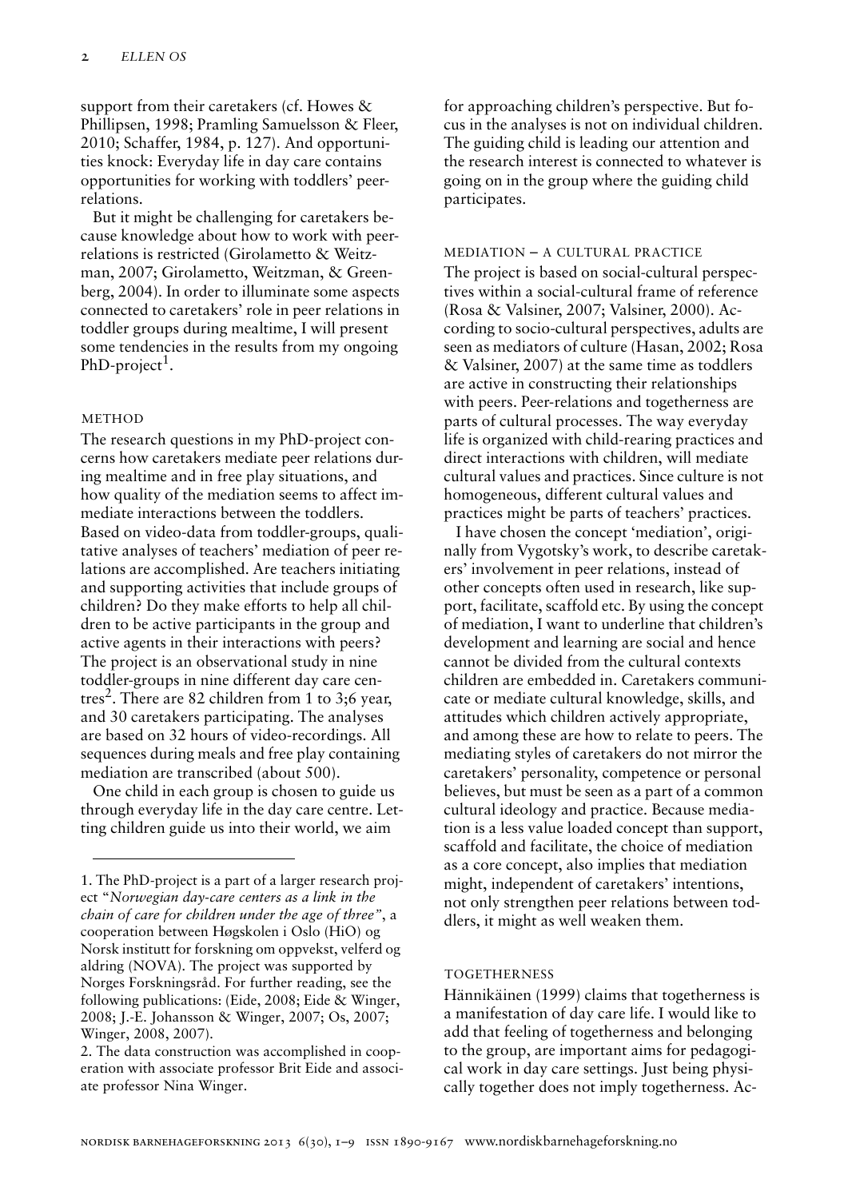support from their caretakers (cf. Howes & Phillipsen, 1998; Pramling Samuelsson & Fleer, 2010; Schaffer, 1984, p. 127). And opportunities knock: Everyday life in day care contains opportunities for working with toddlers' peer-relations.

But it might be challenging for caretakers because knowledge about how to work with peer-relations is restricted (Girolametto & Weitzman, 2007; Girolametto, Weitzman, & Greenberg, 2004). In order to illuminate some aspects connected to caretakers' role in peer relations in toddler groups during mealtime, I will present some tendencies in the results from my ongoing PhD-project[1].

## METHOD

The research questions in my PhD-project concerns how caretakers mediate peer relations during mealtime and in free play situations, and how quality of the mediation seems to affect immediate interactions between the toddlers. Based on video-data from toddler-groups, qualitative analyses of teachers' mediation of peer relations are accomplished. Are teachers initiating and supporting activities that include groups of children? Do they make efforts to help all children to be active participants in the group and active agents in their interactions with peers? The project is an observational study in nine toddler-groups in nine different day care centres[2]. There are 82 children from 1 to 3;6 year, and 30 caretakers participating. The analyses are based on 32 hours of video-recordings. All sequences during meals and free play containing mediation are transcribed (about 500).

One child in each group is chosen to guide us through everyday life in the day care centre. Letting children guide us into their world, we aim for approaching children's perspective. But focus in the analyses is not on individual children. The guiding child is leading our attention and the research interest is connected to whatever is going on in the group where the guiding child participates.

## MEDIATION – A CULTURAL PRACTICE

The project is based on social-cultural perspectives within a social-cultural frame of reference (Rosa & Valsiner, 2007; Valsiner, 2000). According to socio-cultural perspectives, adults are seen as mediators of culture (Hasan, 2002; Rosa & Valsiner, 2007) at the same time as toddlers are active in constructing their relationships with peers. Peer-relations and togetherness are parts of cultural processes. The way everyday life is organized with child-rearing practices and direct interactions with children, will mediate cultural values and practices. Since culture is not homogeneous, different cultural values and practices might be parts of teachers' practices.

I have chosen the concept 'mediation', originally from Vygotsky's work, to describe caretakers' involvement in peer relations, instead of other concepts often used in research, like support, facilitate, scaffold etc. By using the concept of mediation, I want to underline that children's development and learning are social and hence cannot be divided from the cultural contexts children are embedded in. Caretakers communicate or mediate cultural knowledge, skills, and attitudes which children actively appropriate, and among these are how to relate to peers. The mediating styles of caretakers do not mirror the caretakers' personality, competence or personal believes, but must be seen as a part of a common cultural ideology and practice. Because mediation is a less value loaded concept than support, scaffold and facilitate, the choice of mediation as a core concept, also implies that mediation might, independent of caretakers' intentions, not only strengthen peer relations between toddlers, it might as well weaken them.

## TOGETHERNESS

Hännikäinen (1999) claims that togetherness is a manifestation of day care life. I would like to add that feeling of togetherness and belonging to the group, are important aims for pedagogical work in day care settings. Just being physically together does not imply togetherness. Ac-

---

1. The PhD-project is a part of a larger research project "*Norwegian day-care centers as a link in the chain of care for children under the age of three*", a cooperation between Høgskolen i Oslo (HiO) og Norsk institutt for forskning om oppvekst, velferd og aldring (NOVA). The project was supported by Norges Forskningsråd. For further reading, see the following publications: (Eide, 2008; Eide & Winger, 2008; J.-E. Johansson & Winger, 2007; Os, 2007; Winger, 2008, 2007).

2. The data construction was accomplished in cooperation with associate professor Brit Eide and associate professor Nina Winger.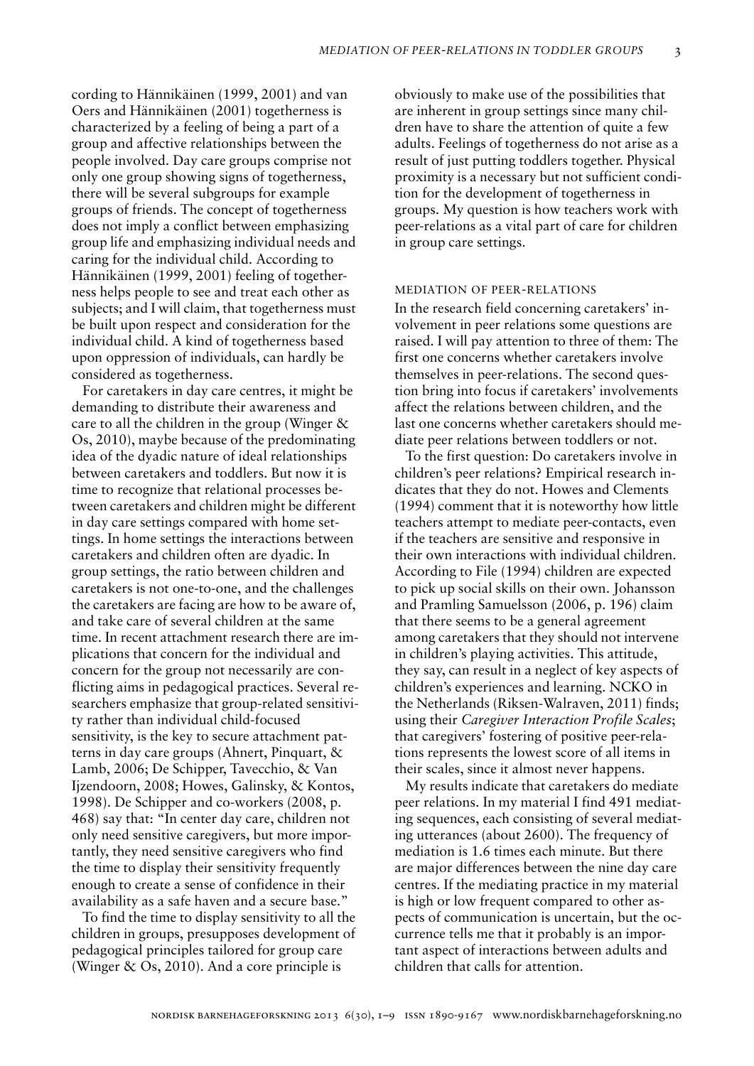cording to Hännikäinen (1999, 2001) and van Oers and Hännikäinen (2001) togetherness is characterized by a feeling of being a part of a group and affective relationships between the people involved. Day care groups comprise not only one group showing signs of togetherness, there will be several subgroups for example groups of friends. The concept of togetherness does not imply a conflict between emphasizing group life and emphasizing individual needs and caring for the individual child. According to Hännikäinen (1999, 2001) feeling of togetherness helps people to see and treat each other as subjects; and I will claim, that togetherness must be built upon respect and consideration for the individual child. A kind of togetherness based upon oppression of individuals, can hardly be considered as togetherness.

For caretakers in day care centres, it might be demanding to distribute their awareness and care to all the children in the group (Winger & Os, 2010), maybe because of the predominating idea of the dyadic nature of ideal relationships between caretakers and toddlers. But now it is time to recognize that relational processes between caretakers and children might be different in day care settings compared with home settings. In home settings the interactions between caretakers and children often are dyadic. In group settings, the ratio between children and caretakers is not one-to-one, and the challenges the caretakers are facing are how to be aware of, and take care of several children at the same time. In recent attachment research there are implications that concern for the individual and concern for the group not necessarily are conflicting aims in pedagogical practices. Several researchers emphasize that group-related sensitivity rather than individual child-focused sensitivity, is the key to secure attachment patterns in day care groups (Ahnert, Pinquart, & Lamb, 2006; De Schipper, Tavecchio, & Van Ijzendoorn, 2008; Howes, Galinsky, & Kontos, 1998). De Schipper and co-workers (2008, p. 468) say that: "In center day care, children not only need sensitive caregivers, but more importantly, they need sensitive caregivers who find the time to display their sensitivity frequently enough to create a sense of confidence in their availability as a safe haven and a secure base."

To find the time to display sensitivity to all the children in groups, presupposes development of pedagogical principles tailored for group care (Winger & Os, 2010). And a core principle is obviously to make use of the possibilities that are inherent in group settings since many children have to share the attention of quite a few adults. Feelings of togetherness do not arise as a result of just putting toddlers together. Physical proximity is a necessary but not sufficient condition for the development of togetherness in groups. My question is how teachers work with peer-relations as a vital part of care for children in group care settings.

## MEDIATION OF PEER-RELATIONS

In the research field concerning caretakers' involvement in peer relations some questions are raised. I will pay attention to three of them: The first one concerns whether caretakers involve themselves in peer-relations. The second question bring into focus if caretakers' involvements affect the relations between children, and the last one concerns whether caretakers should mediate peer relations between toddlers or not.

To the first question: Do caretakers involve in children's peer relations? Empirical research indicates that they do not. Howes and Clements (1994) comment that it is noteworthy how little teachers attempt to mediate peer-contacts, even if the teachers are sensitive and responsive in their own interactions with individual children. According to File (1994) children are expected to pick up social skills on their own. Johansson and Pramling Samuelsson (2006, p. 196) claim that there seems to be a general agreement among caretakers that they should not intervene in children's playing activities. This attitude, they say, can result in a neglect of key aspects of children's experiences and learning. NCKO in the Netherlands (Riksen-Walraven, 2011) finds; using their *Caregiver Interaction Profile Scales*; that caregivers' fostering of positive peer-relations represents the lowest score of all items in their scales, since it almost never happens.

My results indicate that caretakers do mediate peer relations. In my material I find 491 mediating sequences, each consisting of several mediating utterances (about 2600). The frequency of mediation is 1.6 times each minute. But there are major differences between the nine day care centres. If the mediating practice in my material is high or low frequent compared to other aspects of communication is uncertain, but the occurrence tells me that it probably is an important aspect of interactions between adults and children that calls for attention.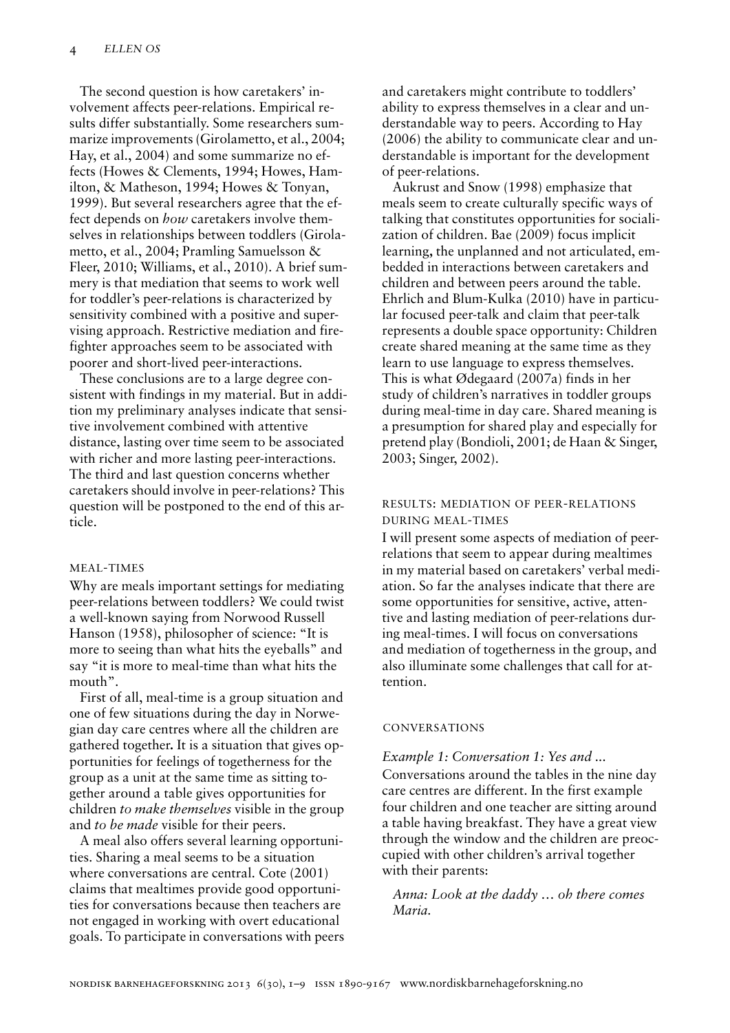The second question is how caretakers' involvement affects peer-relations. Empirical results differ substantially. Some researchers summarize improvements (Girolametto, et al., 2004; Hay, et al., 2004) and some summarize no effects (Howes & Clements, 1994; Howes, Hamilton, & Matheson, 1994; Howes & Tonyan, 1999). But several researchers agree that the effect depends on *how* caretakers involve themselves in relationships between toddlers (Girolametto, et al., 2004; Pramling Samuelsson & Fleer, 2010; Williams, et al., 2010). A brief summery is that mediation that seems to work well for toddler's peer-relations is characterized by sensitivity combined with a positive and supervising approach. Restrictive mediation and firefighter approaches seem to be associated with poorer and short-lived peer-interactions.

These conclusions are to a large degree consistent with findings in my material. But in addition my preliminary analyses indicate that sensitive involvement combined with attentive distance, lasting over time seem to be associated with richer and more lasting peer-interactions. The third and last question concerns whether caretakers should involve in peer-relations? This question will be postponed to the end of this article.

## MEAL-TIMES

Why are meals important settings for mediating peer-relations between toddlers? We could twist a well-known saying from Norwood Russell Hanson (1958), philosopher of science: "It is more to seeing than what hits the eyeballs" and say "it is more to meal-time than what hits the mouth".

First of all, meal-time is a group situation and one of few situations during the day in Norwegian day care centres where all the children are gathered together. It is a situation that gives opportunities for feelings of togetherness for the group as a unit at the same time as sitting together around a table gives opportunities for children *to make themselves* visible in the group and *to be made* visible for their peers.

A meal also offers several learning opportunities. Sharing a meal seems to be a situation where conversations are central. Cote (2001) claims that mealtimes provide good opportunities for conversations because then teachers are not engaged in working with overt educational goals. To participate in conversations with peers and caretakers might contribute to toddlers' ability to express themselves in a clear and understandable way to peers. According to Hay (2006) the ability to communicate clear and understandable is important for the development of peer-relations.

Aukrust and Snow (1998) emphasize that meals seem to create culturally specific ways of talking that constitutes opportunities for socialization of children. Bae (2009) focus implicit learning, the unplanned and not articulated, embedded in interactions between caretakers and children and between peers around the table. Ehrlich and Blum-Kulka (2010) have in particular focused peer-talk and claim that peer-talk represents a double space opportunity: Children create shared meaning at the same time as they learn to use language to express themselves. This is what Ødegaard (2007a) finds in her study of children's narratives in toddler groups during meal-time in day care. Shared meaning is a presumption for shared play and especially for pretend play (Bondioli, 2001; de Haan & Singer, 2003; Singer, 2002).

## RESULTS: MEDIATION OF PEER-RELATIONS DURING MEAL-TIMES

I will present some aspects of mediation of peer-relations that seem to appear during mealtimes in my material based on caretakers' verbal mediation. So far the analyses indicate that there are some opportunities for sensitive, active, attentive and lasting mediation of peer-relations during meal-times. I will focus on conversations and mediation of togetherness in the group, and also illuminate some challenges that call for attention.

### CONVERSATIONS

*Example 1: Conversation 1: Yes and ...*

Conversations around the tables in the nine day care centres are different. In the first example four children and one teacher are sitting around a table having breakfast. They have a great view through the window and the children are preoccupied with other children's arrival together with their parents:

*Anna: Look at the daddy … oh there comes Maria.*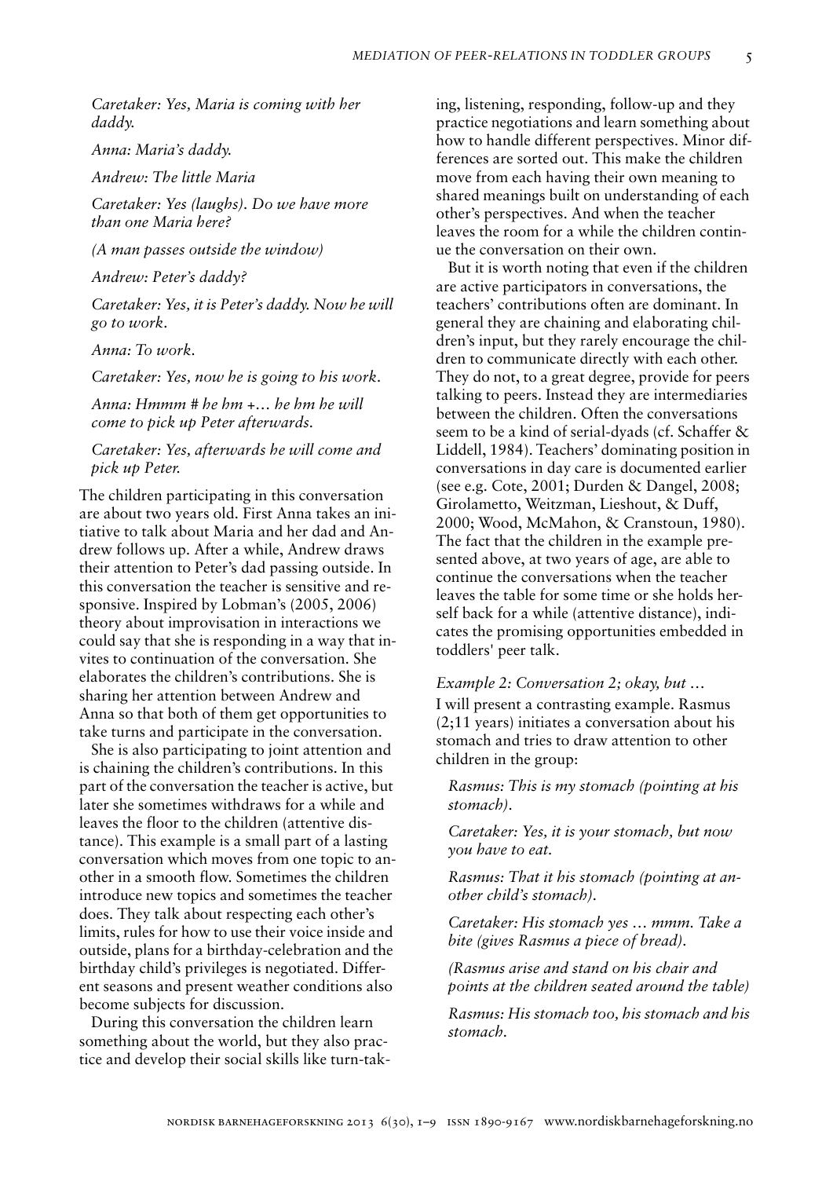*Caretaker: Yes, Maria is coming with her daddy.*

*Anna: Maria's daddy.*

*Andrew: The little Maria*

*Caretaker: Yes (laughs). Do we have more than one Maria here?*

*(A man passes outside the window)*

*Andrew: Peter's daddy?*

*Caretaker: Yes, it is Peter's daddy. Now he will go to work.*

*Anna: To work.*

*Caretaker: Yes, now he is going to his work.*

*Anna: Hmmm # he hm +… he hm he will come to pick up Peter afterwards.*

*Caretaker: Yes, afterwards he will come and pick up Peter.*

The children participating in this conversation are about two years old. First Anna takes an initiative to talk about Maria and her dad and Andrew follows up. After a while, Andrew draws their attention to Peter's dad passing outside. In this conversation the teacher is sensitive and responsive. Inspired by Lobman's (2005, 2006) theory about improvisation in interactions we could say that she is responding in a way that invites to continuation of the conversation. She elaborates the children's contributions. She is sharing her attention between Andrew and Anna so that both of them get opportunities to take turns and participate in the conversation.

She is also participating to joint attention and is chaining the children's contributions. In this part of the conversation the teacher is active, but later she sometimes withdraws for a while and leaves the floor to the children (attentive distance). This example is a small part of a lasting conversation which moves from one topic to another in a smooth flow. Sometimes the children introduce new topics and sometimes the teacher does. They talk about respecting each other's limits, rules for how to use their voice inside and outside, plans for a birthday-celebration and the birthday child's privileges is negotiated. Different seasons and present weather conditions also become subjects for discussion.

During this conversation the children learn something about the world, but they also practice and develop their social skills like turn-taking, listening, responding, follow-up and they practice negotiations and learn something about how to handle different perspectives. Minor differences are sorted out. This make the children move from each having their own meaning to shared meanings built on understanding of each other's perspectives. And when the teacher leaves the room for a while the children continue the conversation on their own.

But it is worth noting that even if the children are active participators in conversations, the teachers' contributions often are dominant. In general they are chaining and elaborating children's input, but they rarely encourage the children to communicate directly with each other. They do not, to a great degree, provide for peers talking to peers. Instead they are intermediaries between the children. Often the conversations seem to be a kind of serial-dyads (cf. Schaffer & Liddell, 1984). Teachers' dominating position in conversations in day care is documented earlier (see e.g. Cote, 2001; Durden & Dangel, 2008; Girolametto, Weitzman, Lieshout, & Duff, 2000; Wood, McMahon, & Cranstoun, 1980). The fact that the children in the example presented above, at two years of age, are able to continue the conversations when the teacher leaves the table for some time or she holds herself back for a while (attentive distance), indicates the promising opportunities embedded in toddlers' peer talk.

*Example 2: Conversation 2; okay, but …*

I will present a contrasting example. Rasmus (2;11 years) initiates a conversation about his stomach and tries to draw attention to other children in the group:

*Rasmus: This is my stomach (pointing at his stomach).*

*Caretaker: Yes, it is your stomach, but now you have to eat.*

*Rasmus: That it his stomach (pointing at another child's stomach).*

*Caretaker: His stomach yes … mmm. Take a bite (gives Rasmus a piece of bread).*

*(Rasmus arise and stand on his chair and points at the children seated around the table)*

*Rasmus: His stomach too, his stomach and his stomach.*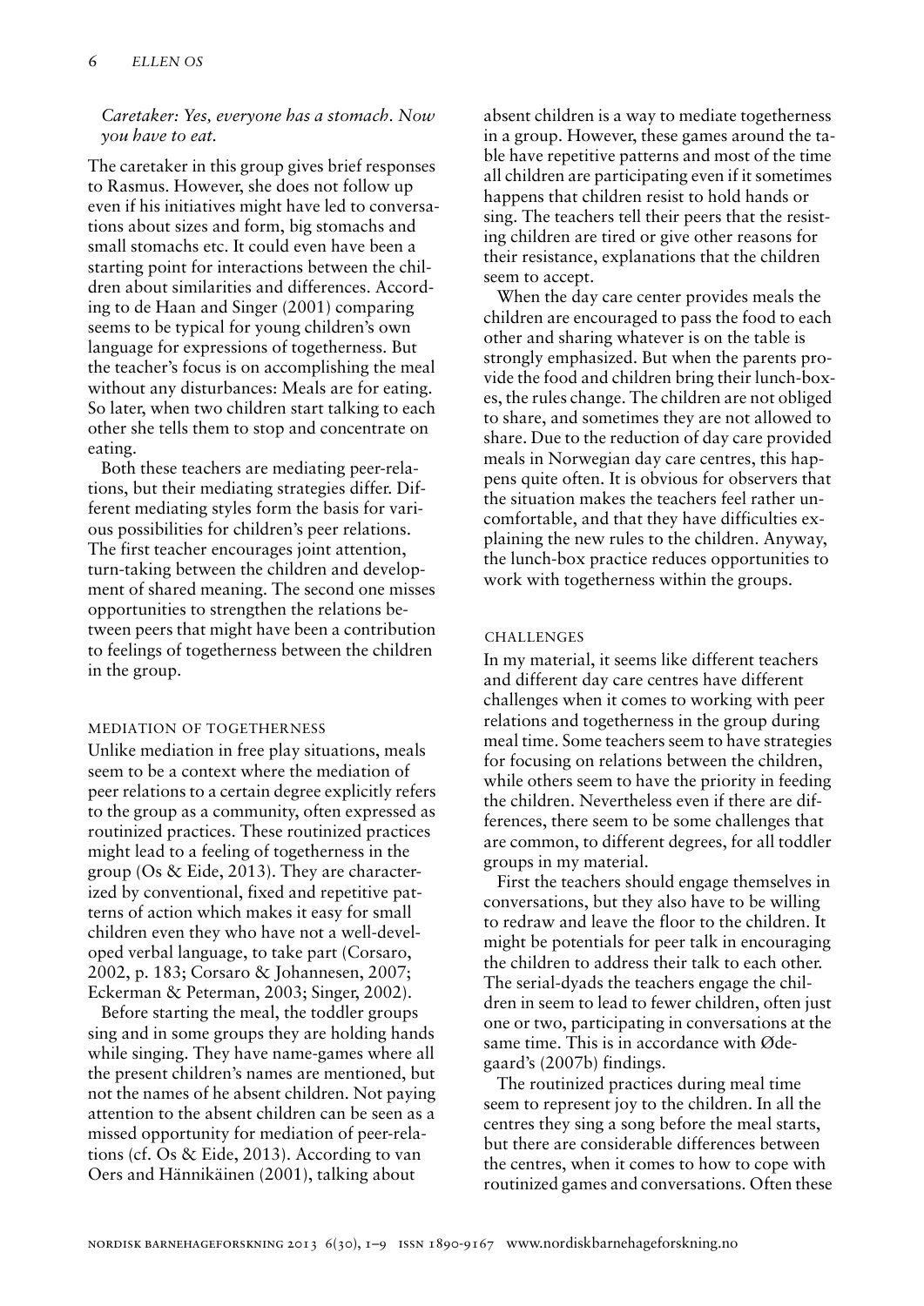*Caretaker: Yes, everyone has a stomach. Now you have to eat.*

The caretaker in this group gives brief responses to Rasmus. However, she does not follow up even if his initiatives might have led to conversations about sizes and form, big stomachs and small stomachs etc. It could even have been a starting point for interactions between the children about similarities and differences. According to de Haan and Singer (2001) comparing seems to be typical for young children's own language for expressions of togetherness. But the teacher's focus is on accomplishing the meal without any disturbances: Meals are for eating. So later, when two children start talking to each other she tells them to stop and concentrate on eating.

Both these teachers are mediating peer-relations, but their mediating strategies differ. Different mediating styles form the basis for various possibilities for children's peer relations. The first teacher encourages joint attention, turn-taking between the children and development of shared meaning. The second one misses opportunities to strengthen the relations between peers that might have been a contribution to feelings of togetherness between the children in the group.

### MEDIATION OF TOGETHERNESS

Unlike mediation in free play situations, meals seem to be a context where the mediation of peer relations to a certain degree explicitly refers to the group as a community, often expressed as routinized practices. These routinized practices might lead to a feeling of togetherness in the group (Os & Eide, 2013). They are characterized by conventional, fixed and repetitive patterns of action which makes it easy for small children even they who have not a well-developed verbal language, to take part (Corsaro, 2002, p. 183; Corsaro & Johannesen, 2007; Eckerman & Peterman, 2003; Singer, 2002).

Before starting the meal, the toddler groups sing and in some groups they are holding hands while singing. They have name-games where all the present children's names are mentioned, but not the names of he absent children. Not paying attention to the absent children can be seen as a missed opportunity for mediation of peer-relations (cf. Os & Eide, 2013). According to van Oers and Hännikäinen (2001), talking about absent children is a way to mediate togetherness in a group. However, these games around the table have repetitive patterns and most of the time all children are participating even if it sometimes happens that children resist to hold hands or sing. The teachers tell their peers that the resisting children are tired or give other reasons for their resistance, explanations that the children seem to accept.

When the day care center provides meals the children are encouraged to pass the food to each other and sharing whatever is on the table is strongly emphasized. But when the parents provide the food and children bring their lunch-boxes, the rules change. The children are not obliged to share, and sometimes they are not allowed to share. Due to the reduction of day care provided meals in Norwegian day care centres, this happens quite often. It is obvious for observers that the situation makes the teachers feel rather uncomfortable, and that they have difficulties explaining the new rules to the children. Anyway, the lunch-box practice reduces opportunities to work with togetherness within the groups.

### CHALLENGES

In my material, it seems like different teachers and different day care centres have different challenges when it comes to working with peer relations and togetherness in the group during meal time. Some teachers seem to have strategies for focusing on relations between the children, while others seem to have the priority in feeding the children. Nevertheless even if there are differences, there seem to be some challenges that are common, to different degrees, for all toddler groups in my material.

First the teachers should engage themselves in conversations, but they also have to be willing to redraw and leave the floor to the children. It might be potentials for peer talk in encouraging the children to address their talk to each other. The serial-dyads the teachers engage the children in seem to lead to fewer children, often just one or two, participating in conversations at the same time. This is in accordance with Ødegaard's (2007b) findings.

The routinized practices during meal time seem to represent joy to the children. In all the centres they sing a song before the meal starts, but there are considerable differences between the centres, when it comes to how to cope with routinized games and conversations. Often these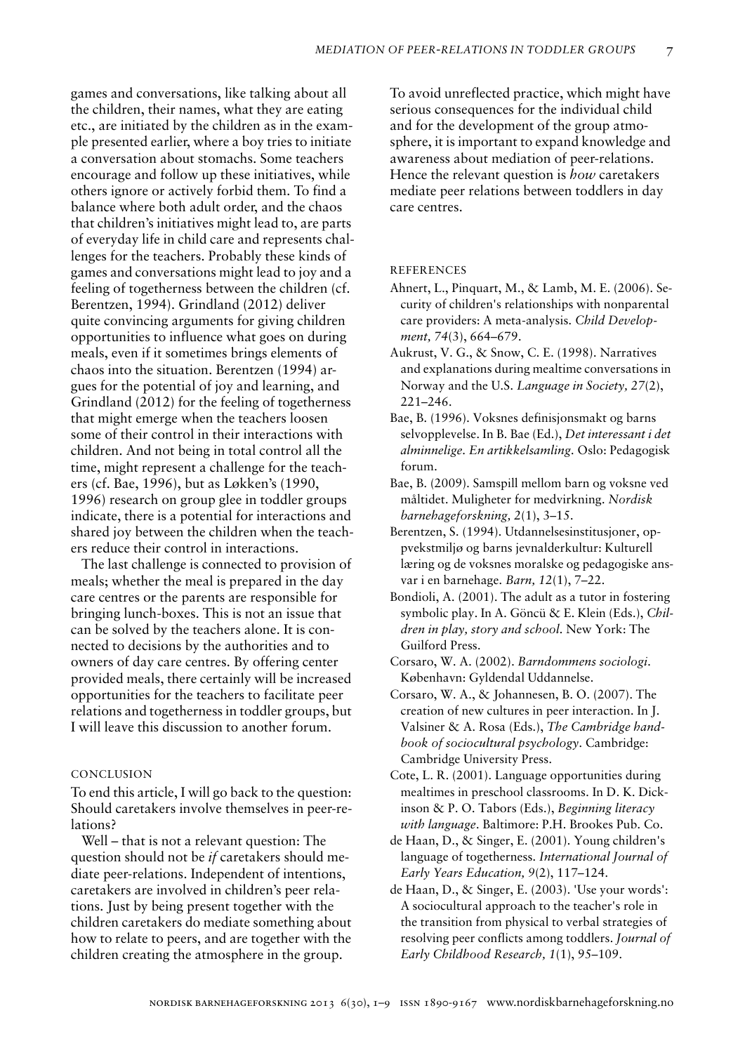games and conversations, like talking about all the children, their names, what they are eating etc., are initiated by the children as in the example presented earlier, where a boy tries to initiate a conversation about stomachs. Some teachers encourage and follow up these initiatives, while others ignore or actively forbid them. To find a balance where both adult order, and the chaos that children's initiatives might lead to, are parts of everyday life in child care and represents challenges for the teachers. Probably these kinds of games and conversations might lead to joy and a feeling of togetherness between the children (cf. Berentzen, 1994). Grindland (2012) deliver quite convincing arguments for giving children opportunities to influence what goes on during meals, even if it sometimes brings elements of chaos into the situation. Berentzen (1994) argues for the potential of joy and learning, and Grindland (2012) for the feeling of togetherness that might emerge when the teachers loosen some of their control in their interactions with children. And not being in total control all the time, might represent a challenge for the teachers (cf. Bae, 1996), but as Løkken's (1990, 1996) research on group glee in toddler groups indicate, there is a potential for interactions and shared joy between the children when the teachers reduce their control in interactions.

The last challenge is connected to provision of meals; whether the meal is prepared in the day care centres or the parents are responsible for bringing lunch-boxes. This is not an issue that can be solved by the teachers alone. It is connected to decisions by the authorities and to owners of day care centres. By offering center provided meals, there certainly will be increased opportunities for the teachers to facilitate peer relations and togetherness in toddler groups, but I will leave this discussion to another forum.

## CONCLUSION

To end this article, I will go back to the question: Should caretakers involve themselves in peer-relations?

Well – that is not a relevant question: The question should not be *if* caretakers should mediate peer-relations. Independent of intentions, caretakers are involved in children's peer relations. Just by being present together with the children caretakers do mediate something about how to relate to peers, and are together with the children creating the atmosphere in the group. To avoid unreflected practice, which might have serious consequences for the individual child and for the development of the group atmosphere, it is important to expand knowledge and awareness about mediation of peer-relations. Hence the relevant question is *how* caretakers mediate peer relations between toddlers in day care centres.

## REFERENCES

Ahnert, L., Pinquart, M., & Lamb, M. E. (2006). Security of children's relationships with nonparental care providers: A meta-analysis. *Child Development, 74*(3), 664–679.

Aukrust, V. G., & Snow, C. E. (1998). Narratives and explanations during mealtime conversations in Norway and the U.S. *Language in Society, 27*(2), 221–246.

Bae, B. (1996). Voksnes definisjonsmakt og barns selvopplevelse. In B. Bae (Ed.), *Det interessant i det alminnelige. En artikkelsamling.* Oslo: Pedagogisk forum.

Bae, B. (2009). Samspill mellom barn og voksne ved måltidet. Muligheter for medvirkning. *Nordisk barnehageforskning, 2*(1), 3–15.

Berentzen, S. (1994). Utdannelsesinstitusjoner, oppvekstmiljø og barns jevnalderkultur: Kulturell læring og de voksnes moralske og pedagogiske ansvar i en barnehage. *Barn, 12*(1), 7–22.

Bondioli, A. (2001). The adult as a tutor in fostering symbolic play. In A. Göncü & E. Klein (Eds.), *Children in play, story and school.* New York: The Guilford Press.

Corsaro, W. A. (2002). *Barndommens sociologi.* København: Gyldendal Uddannelse.

Corsaro, W. A., & Johannesen, B. O. (2007). The creation of new cultures in peer interaction. In J. Valsiner & A. Rosa (Eds.), *The Cambridge handbook of sociocultural psychology.* Cambridge: Cambridge University Press.

Cote, L. R. (2001). Language opportunities during mealtimes in preschool classrooms. In D. K. Dickinson & P. O. Tabors (Eds.), *Beginning literacy with language.* Baltimore: P.H. Brookes Pub. Co.

de Haan, D., & Singer, E. (2001). Young children's language of togetherness. *International Journal of Early Years Education, 9*(2), 117–124.

de Haan, D., & Singer, E. (2003). 'Use your words': A sociocultural approach to the teacher's role in the transition from physical to verbal strategies of resolving peer conflicts among toddlers. *Journal of Early Childhood Research, 1*(1), 95–109.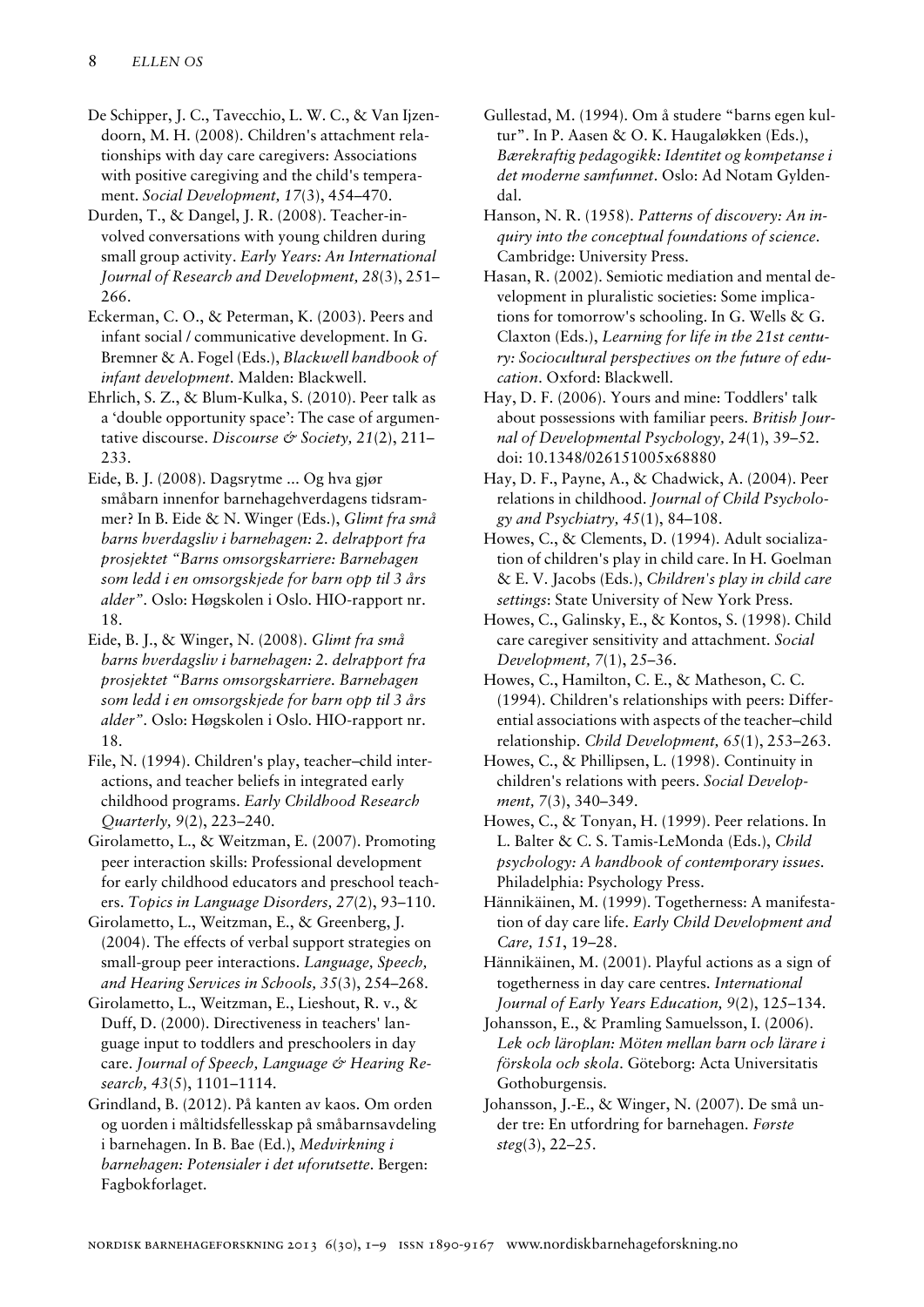De Schipper, J. C., Tavecchio, L. W. C., & Van Ijzendoorn, M. H. (2008). Children's attachment relationships with day care caregivers: Associations with positive caregiving and the child's temperament. *Social Development, 17*(3), 454–470.

Durden, T., & Dangel, J. R. (2008). Teacher-involved conversations with young children during small group activity. *Early Years: An International Journal of Research and Development, 28*(3), 251–266.

Eckerman, C. O., & Peterman, K. (2003). Peers and infant social / communicative development. In G. Bremner & A. Fogel (Eds.), *Blackwell handbook of infant development*. Malden: Blackwell.

Ehrlich, S. Z., & Blum-Kulka, S. (2010). Peer talk as a 'double opportunity space': The case of argumentative discourse. *Discourse & Society, 21*(2), 211–233.

Eide, B. J. (2008). Dagsrytme ... Og hva gjør småbarn innenfor barnehagehverdagens tidsrammer? In B. Eide & N. Winger (Eds.), *Glimt fra små barns hverdagsliv i barnehagen: 2. delrapport fra prosjektet "Barns omsorgskarriere: Barnehagen som ledd i en omsorgskjede for barn opp til 3 års alder"*. Oslo: Høgskolen i Oslo. HIO-rapport nr. 18.

Eide, B. J., & Winger, N. (2008). *Glimt fra små barns hverdagsliv i barnehagen: 2. delrapport fra prosjektet "Barns omsorgskarriere. Barnehagen som ledd i en omsorgskjede for barn opp til 3 års alder"*. Oslo: Høgskolen i Oslo. HIO-rapport nr. 18.

File, N. (1994). Children's play, teacher–child interactions, and teacher beliefs in integrated early childhood programs. *Early Childhood Research Quarterly, 9*(2), 223–240.

Girolametto, L., & Weitzman, E. (2007). Promoting peer interaction skills: Professional development for early childhood educators and preschool teachers. *Topics in Language Disorders, 27*(2), 93–110.

Girolametto, L., Weitzman, E., & Greenberg, J. (2004). The effects of verbal support strategies on small-group peer interactions. *Language, Speech, and Hearing Services in Schools, 35*(3), 254–268.

Girolametto, L., Weitzman, E., Lieshout, R. v., & Duff, D. (2000). Directiveness in teachers' language input to toddlers and preschoolers in day care. *Journal of Speech, Language & Hearing Research, 43*(5), 1101–1114.

Grindland, B. (2012). På kanten av kaos. Om orden og uorden i måltidsfellesskap på småbarnsavdeling i barnehagen. In B. Bae (Ed.), *Medvirkning i barnehagen: Potensialer i det uforutsette*. Bergen: Fagbokforlaget.

Gullestad, M. (1994). Om å studere "barns egen kultur". In P. Aasen & O. K. Haugaløkken (Eds.), *Bærekraftig pedagogikk: Identitet og kompetanse i det moderne samfunnet*. Oslo: Ad Notam Gyldendal.

Hanson, N. R. (1958). *Patterns of discovery: An inquiry into the conceptual foundations of science*. Cambridge: University Press.

Hasan, R. (2002). Semiotic mediation and mental development in pluralistic societies: Some implications for tomorrow's schooling. In G. Wells & G. Claxton (Eds.), *Learning for life in the 21st century: Sociocultural perspectives on the future of education*. Oxford: Blackwell.

Hay, D. F. (2006). Yours and mine: Toddlers' talk about possessions with familiar peers. *British Journal of Developmental Psychology, 24*(1), 39–52. doi: 10.1348/026151005x68880

Hay, D. F., Payne, A., & Chadwick, A. (2004). Peer relations in childhood. *Journal of Child Psychology and Psychiatry, 45*(1), 84–108.

Howes, C., & Clements, D. (1994). Adult socialization of children's play in child care. In H. Goelman & E. V. Jacobs (Eds.), *Children's play in child care settings*: State University of New York Press.

Howes, C., Galinsky, E., & Kontos, S. (1998). Child care caregiver sensitivity and attachment. *Social Development, 7*(1), 25–36.

Howes, C., Hamilton, C. E., & Matheson, C. C. (1994). Children's relationships with peers: Differential associations with aspects of the teacher–child relationship. *Child Development, 65*(1), 253–263.

Howes, C., & Phillipsen, L. (1998). Continuity in children's relations with peers. *Social Development, 7*(3), 340–349.

Howes, C., & Tonyan, H. (1999). Peer relations. In L. Balter & C. S. Tamis-LeMonda (Eds.), *Child psychology: A handbook of contemporary issues*. Philadelphia: Psychology Press.

Hännikäinen, M. (1999). Togetherness: A manifestation of day care life. *Early Child Development and Care, 151*, 19–28.

Hännikäinen, M. (2001). Playful actions as a sign of togetherness in day care centres. *International Journal of Early Years Education, 9*(2), 125–134.

Johansson, E., & Pramling Samuelsson, I. (2006). *Lek och läroplan: Möten mellan barn och lärare i förskola och skola*. Göteborg: Acta Universitatis Gothoburgensis.

Johansson, J.-E., & Winger, N. (2007). De små under tre: En utfordring for barnehagen. *Første steg*(3), 22–25.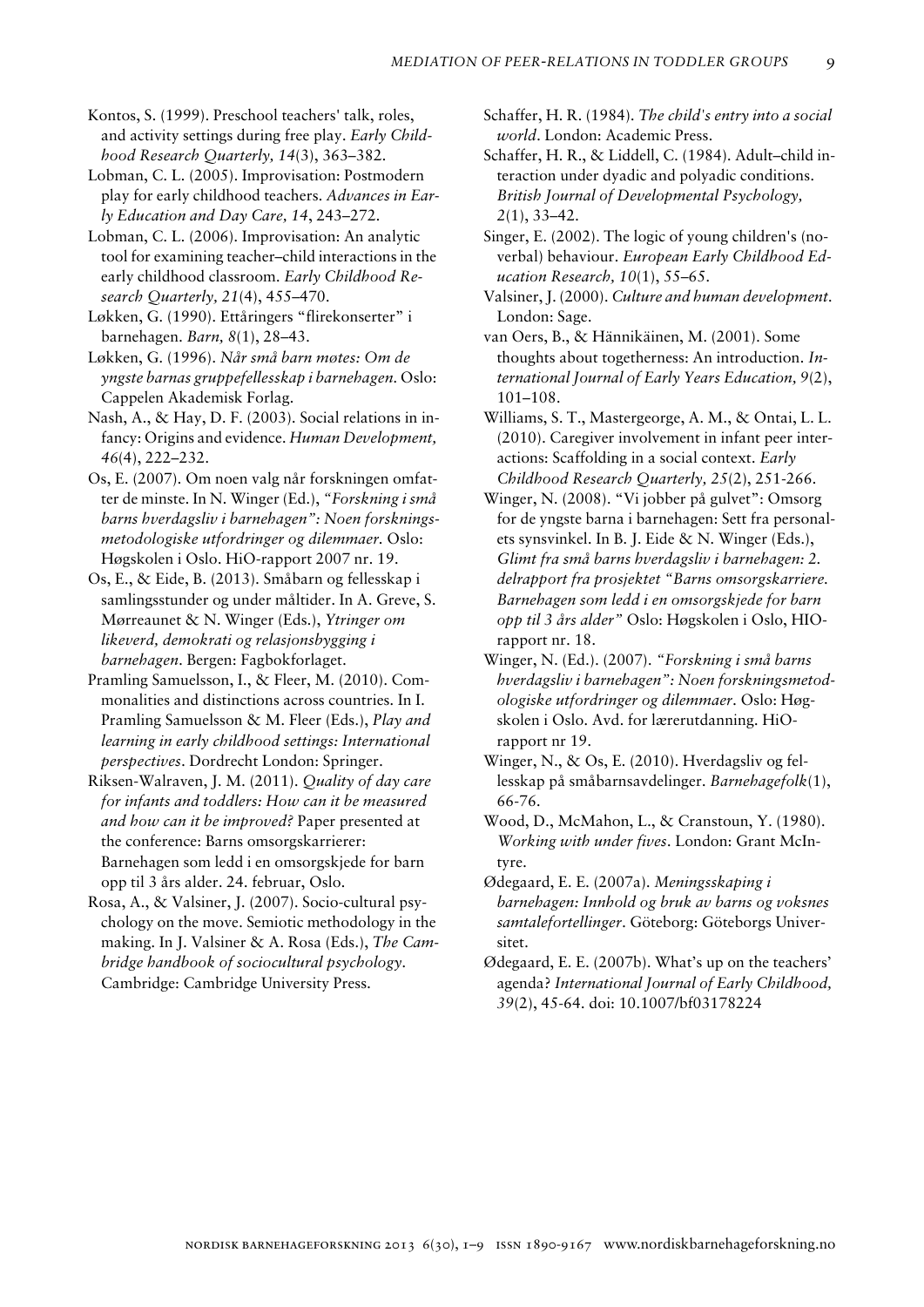Kontos, S. (1999). Preschool teachers' talk, roles, and activity settings during free play. *Early Childhood Research Quarterly, 14*(3), 363–382.

Lobman, C. L. (2005). Improvisation: Postmodern play for early childhood teachers. *Advances in Early Education and Day Care, 14*, 243–272.

Lobman, C. L. (2006). Improvisation: An analytic tool for examining teacher–child interactions in the early childhood classroom. *Early Childhood Research Quarterly, 21*(4), 455–470.

Løkken, G. (1990). Ettåringers "flirekonserter" i barnehagen. *Barn, 8*(1), 28–43.

Løkken, G. (1996). *Når små barn møtes: Om de yngste barnas gruppefellesskap i barnehagen*. Oslo: Cappelen Akademisk Forlag.

Nash, A., & Hay, D. F. (2003). Social relations in infancy: Origins and evidence. *Human Development, 46*(4), 222–232.

Os, E. (2007). Om noen valg når forskningen omfatter de minste. In N. Winger (Ed.), *"Forskning i små barns hverdagsliv i barnehagen": Noen forskningsmetodologiske utfordringer og dilemmaer.* Oslo: Høgskolen i Oslo. HiO-rapport 2007 nr. 19.

Os, E., & Eide, B. (2013). Småbarn og fellesskap i samlingsstunder og under måltider. In A. Greve, S. Mørreaunet & N. Winger (Eds.), *Ytringer om likeverd, demokrati og relasjonsbygging i barnehagen*. Bergen: Fagbokforlaget.

Pramling Samuelsson, I., & Fleer, M. (2010). Commonalities and distinctions across countries. In I. Pramling Samuelsson & M. Fleer (Eds.), *Play and learning in early childhood settings: International perspectives*. Dordrecht London: Springer.

Riksen-Walraven, J. M. (2011). *Quality of day care for infants and toddlers: How can it be measured and how can it be improved?* Paper presented at the conference: Barns omsorgskarrierer: Barnehagen som ledd i en omsorgskjede for barn opp til 3 års alder. 24. februar, Oslo.

Rosa, A., & Valsiner, J. (2007). Socio-cultural psychology on the move. Semiotic methodology in the making. In J. Valsiner & A. Rosa (Eds.), *The Cambridge handbook of sociocultural psychology*. Cambridge: Cambridge University Press.

Schaffer, H. R. (1984). *The child's entry into a social world*. London: Academic Press.

Schaffer, H. R., & Liddell, C. (1984). Adult–child interaction under dyadic and polyadic conditions. *British Journal of Developmental Psychology, 2*(1), 33–42.

Singer, E. (2002). The logic of young children's (nonverbal) behaviour. *European Early Childhood Education Research, 10*(1), 55–65.

Valsiner, J. (2000). *Culture and human development*. London: Sage.

van Oers, B., & Hännikäinen, M. (2001). Some thoughts about togetherness: An introduction. *International Journal of Early Years Education, 9*(2), 101–108.

Williams, S. T., Mastergeorge, A. M., & Ontai, L. L. (2010). Caregiver involvement in infant peer interactions: Scaffolding in a social context. *Early Childhood Research Quarterly, 25*(2), 251-266.

Winger, N. (2008). "Vi jobber på gulvet": Omsorg for de yngste barna i barnehagen: Sett fra personalets synsvinkel. In B. J. Eide & N. Winger (Eds.), *Glimt fra små barns hverdagsliv i barnehagen: 2. delrapport fra prosjektet "Barns omsorgskarriere. Barnehagen som ledd i en omsorgskjede for barn opp til 3 års alder"* Oslo: Høgskolen i Oslo, HIO-rapport nr. 18.

Winger, N. (Ed.). (2007). *"Forskning i små barns hverdagsliv i barnehagen": Noen forskningsmetodologiske utfordringer og dilemmaer*. Oslo: Høgskolen i Oslo. Avd. for lærerutdanning. HiO-rapport nr 19.

Winger, N., & Os, E. (2010). Hverdagsliv og fellesskap på småbarnsavdelinger. *Barnehagefolk*(1), 66-76.

Wood, D., McMahon, L., & Cranstoun, Y. (1980). *Working with under fives*. London: Grant McIntyre.

Ødegaard, E. E. (2007a). *Meningsskaping i barnehagen: Innhold og bruk av barns og voksnes samtalefortellinger*. Göteborg: Göteborgs Universitet.

Ødegaard, E. E. (2007b). What's up on the teachers' agenda? *International Journal of Early Childhood, 39*(2), 45-64. doi: 10.1007/bf03178224